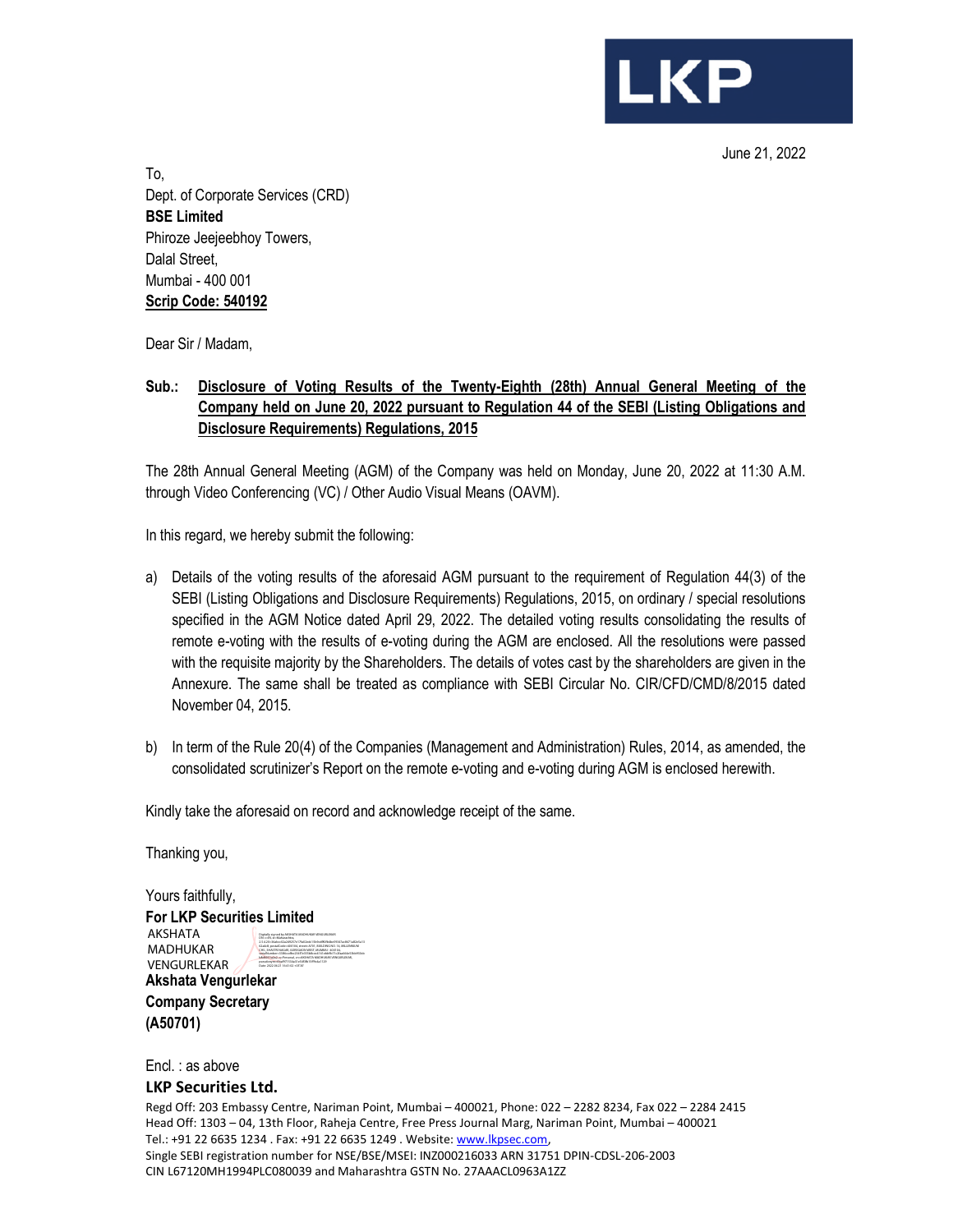LKP

June 21, 2022

To,
Dept. of Corporate Services (CRD)
**BSE Limited**
Phiroze Jeejeebhoy Towers,
Dalal Street,
Mumbai - 400 001
**Scrip Code: 540192**

Dear Sir / Madam,

**Sub.: Disclosure of Voting Results of the Twenty-Eighth (28th) Annual General Meeting of the Company held on June 20, 2022 pursuant to Regulation 44 of the SEBI (Listing Obligations and Disclosure Requirements) Regulations, 2015**

The 28th Annual General Meeting (AGM) of the Company was held on Monday, June 20, 2022 at 11:30 A.M. through Video Conferencing (VC) / Other Audio Visual Means (OAVM).

In this regard, we hereby submit the following:

a) Details of the voting results of the aforesaid AGM pursuant to the requirement of Regulation 44(3) of the SEBI (Listing Obligations and Disclosure Requirements) Regulations, 2015, on ordinary / special resolutions specified in the AGM Notice dated April 29, 2022. The detailed voting results consolidating the results of remote e-voting with the results of e-voting during the AGM are enclosed. All the resolutions were passed with the requisite majority by the Shareholders. The details of votes cast by the shareholders are given in the Annexure. The same shall be treated as compliance with SEBI Circular No. CIR/CFD/CMD/8/2015 dated November 04, 2015.

b) In term of the Rule 20(4) of the Companies (Management and Administration) Rules, 2014, as amended, the consolidated scrutinizer's Report on the remote e-voting and e-voting during AGM is enclosed herewith.

Kindly take the aforesaid on record and acknowledge receipt of the same.

Thanking you,

Yours faithfully,
**For LKP Securities Limited**

AKSHATA MADHUKAR VENGURLEKAR

**Akshata Vengurlekar**
**Company Secretary**
**(A50701)**

Encl. : as above

**LKP Securities Ltd.**

Regd Off: 203 Embassy Centre, Nariman Point, Mumbai – 400021, Phone: 022 – 2282 8234, Fax 022 – 2284 2415
Head Off: 1303 – 04, 13th Floor, Raheja Centre, Free Press Journal Marg, Nariman Point, Mumbai – 400021
Tel.: +91 22 6635 1234 . Fax: +91 22 6635 1249 . Website: www.lkpsec.com,
Single SEBI registration number for NSE/BSE/MSEI: INZ000216033 ARN 31751 DPIN-CDSL-206-2003
CIN L67120MH1994PLC080039 and Maharashtra GSTN No. 27AAACL0963A1ZZ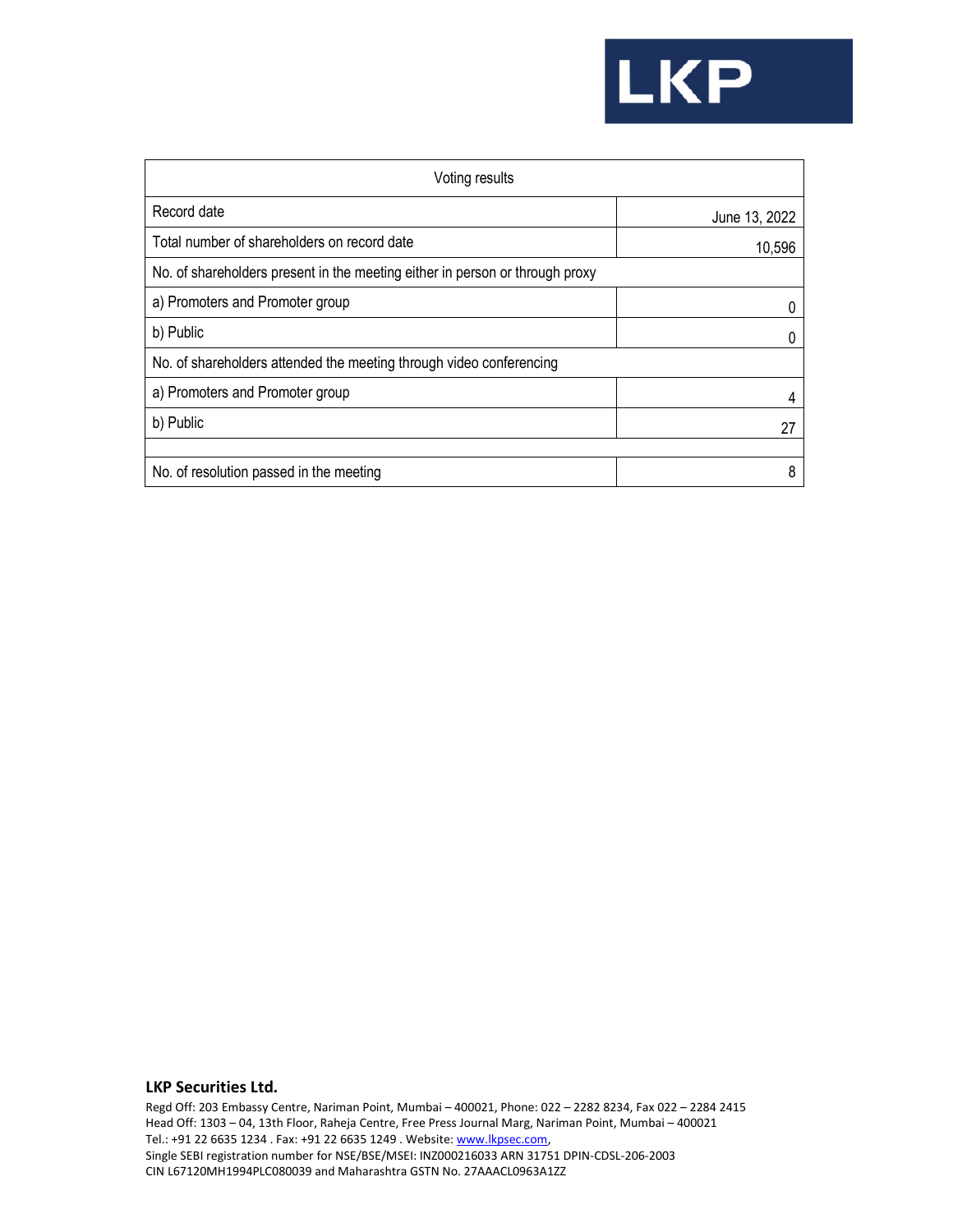LKP

| Voting results | |
|---|---|
| Record date | June 13, 2022 |
| Total number of shareholders on record date | 10,596 |
| No. of shareholders present in the meeting either in person or through proxy | |
| a) Promoters and Promoter group | 0 |
| b) Public | 0 |
| No. of shareholders attended the meeting through video conferencing | |
| a) Promoters and Promoter group | 4 |
| b) Public | 27 |
| | |
| No. of resolution passed in the meeting | 8 |

**LKP Securities Ltd.**

Regd Off: 203 Embassy Centre, Nariman Point, Mumbai – 400021, Phone: 022 – 2282 8234, Fax 022 – 2284 2415
Head Off: 1303 – 04, 13th Floor, Raheja Centre, Free Press Journal Marg, Nariman Point, Mumbai – 400021
Tel.: +91 22 6635 1234 . Fax: +91 22 6635 1249 . Website: www.lkpsec.com,
Single SEBI registration number for NSE/BSE/MSEI: INZ000216033 ARN 31751 DPIN-CDSL-206-2003
CIN L67120MH1994PLC080039 and Maharashtra GSTN No. 27AAACL0963A1ZZ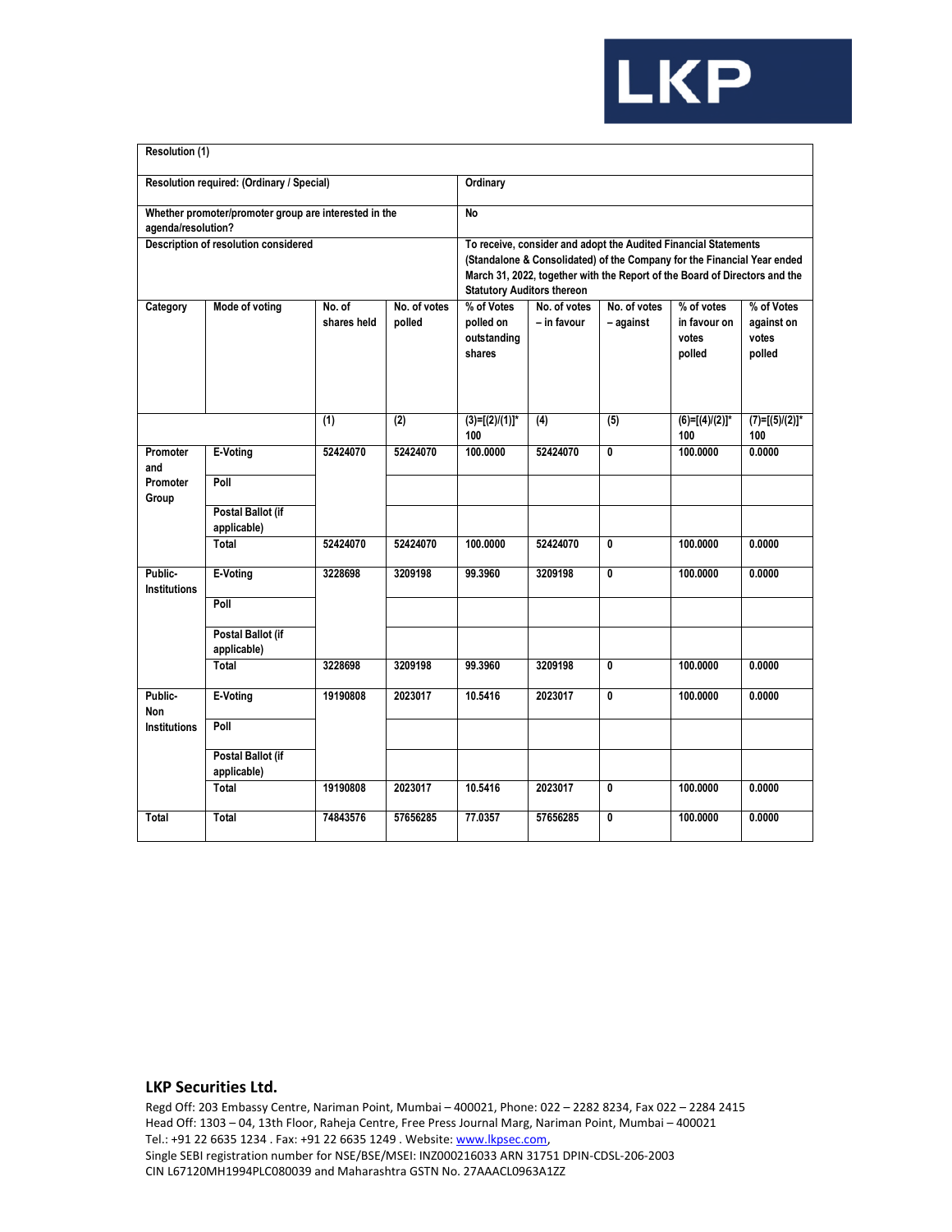| Resolution (1) | | | | | | | | |
|---|---|---|---|---|---|---|---|---|
| Resolution required: (Ordinary / Special) | | | | Ordinary | | | | |
| Whether promoter/promoter group are interested in the agenda/resolution? | | | | No | | | | |
| Description of resolution considered | | | | To receive, consider and adopt the Audited Financial Statements (Standalone & Consolidated) of the Company for the Financial Year ended March 31, 2022, together with the Report of the Board of Directors and the Statutory Auditors thereon | | | | |
| Category | Mode of voting | No. of shares held | No. of votes polled | % of Votes polled on outstanding shares | No. of votes – in favour | No. of votes – against | % of votes in favour on votes polled | % of Votes against on votes polled |
| | | (1) | (2) | (3)=[(2)/(1)]* 100 | (4) | (5) | (6)=[(4)/(2)]* 100 | (7)=[(5)/(2)]* 100 |
| Promoter and Promoter Group | E-Voting | 52424070 | 52424070 | 100.0000 | 52424070 | 0 | 100.0000 | 0.0000 |
| | Poll | | | | | | | |
| | Postal Ballot (if applicable) | | | | | | | |
| | Total | 52424070 | 52424070 | 100.0000 | 52424070 | 0 | 100.0000 | 0.0000 |
| Public-Institutions | E-Voting | 3228698 | 3209198 | 99.3960 | 3209198 | 0 | 100.0000 | 0.0000 |
| | Poll | | | | | | | |
| | Postal Ballot (if applicable) | | | | | | | |
| | Total | 3228698 | 3209198 | 99.3960 | 3209198 | 0 | 100.0000 | 0.0000 |
| Public- Non Institutions | E-Voting | 19190808 | 2023017 | 10.5416 | 2023017 | 0 | 100.0000 | 0.0000 |
| | Poll | | | | | | | |
| | Postal Ballot (if applicable) | | | | | | | |
| | Total | 19190808 | 2023017 | 10.5416 | 2023017 | 0 | 100.0000 | 0.0000 |
| Total | Total | 74843576 | 57656285 | 77.0357 | 57656285 | 0 | 100.0000 | 0.0000 |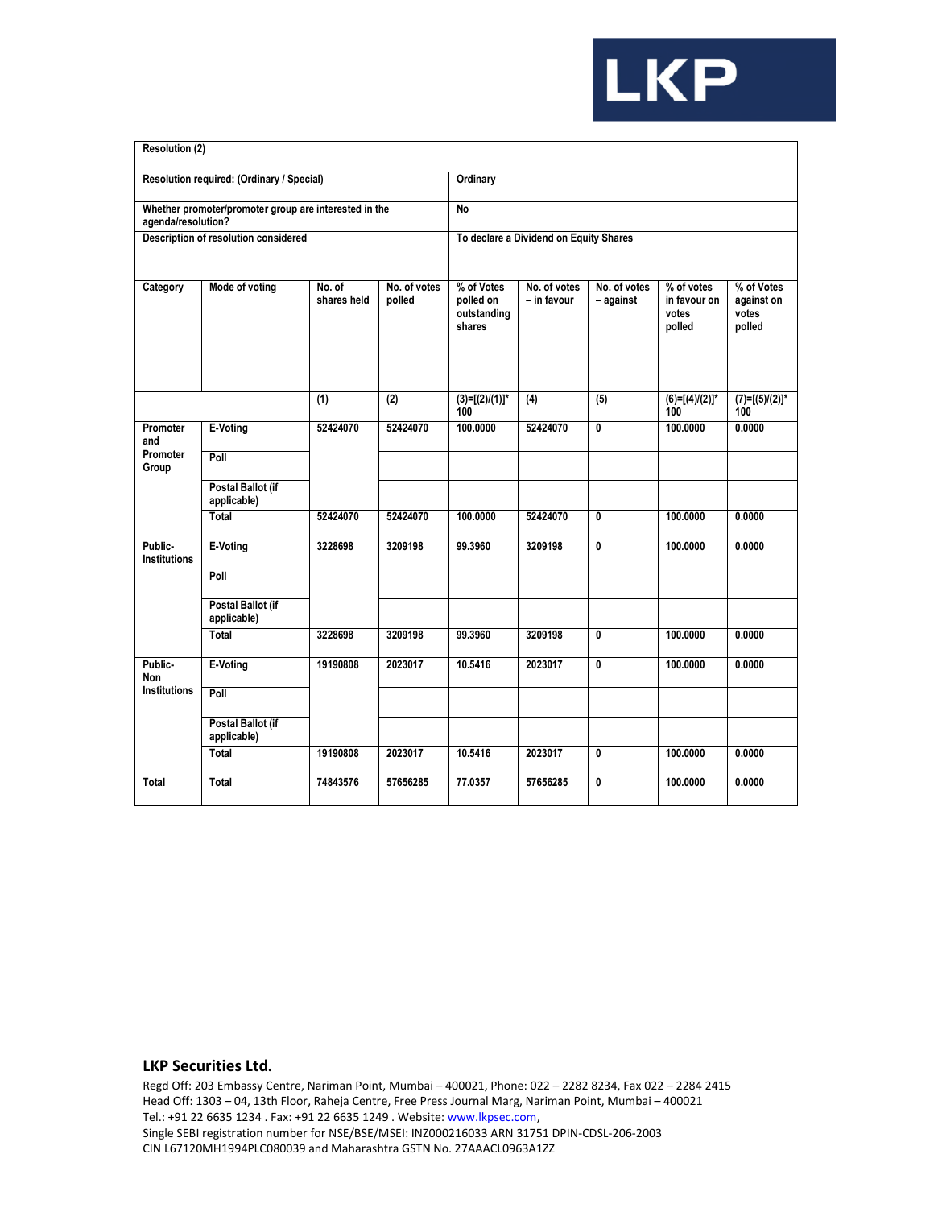| Resolution (2) | | | | | | | | |
|---|---|---|---|---|---|---|---|---|
| Resolution required: (Ordinary / Special) | | | | Ordinary | | | | |
| Whether promoter/promoter group are interested in the agenda/resolution? | | | | No | | | | |
| Description of resolution considered | | | | To declare a Dividend on Equity Shares | | | | |
| Category | Mode of voting | No. of shares held | No. of votes polled | % of Votes polled on outstanding shares | No. of votes – in favour | No. of votes – against | % of votes in favour on votes polled | % of Votes against on votes polled |
| | | (1) | (2) | (3)=[(2)/(1)]* 100 | (4) | (5) | (6)=[(4)/(2)]* 100 | (7)=[(5)/(2)]* 100 |
| Promoter and Promoter Group | E-Voting | 52424070 | 52424070 | 100.0000 | 52424070 | 0 | 100.0000 | 0.0000 |
| | Poll | | | | | | | |
| | Postal Ballot (if applicable) | | | | | | | |
| | Total | 52424070 | 52424070 | 100.0000 | 52424070 | 0 | 100.0000 | 0.0000 |
| Public- Institutions | E-Voting | 3228698 | 3209198 | 99.3960 | 3209198 | 0 | 100.0000 | 0.0000 |
| | Poll | | | | | | | |
| | Postal Ballot (if applicable) | | | | | | | |
| | Total | 3228698 | 3209198 | 99.3960 | 3209198 | 0 | 100.0000 | 0.0000 |
| Public- Non Institutions | E-Voting | 19190808 | 2023017 | 10.5416 | 2023017 | 0 | 100.0000 | 0.0000 |
| | Poll | | | | | | | |
| | Postal Ballot (if applicable) | | | | | | | |
| | Total | 19190808 | 2023017 | 10.5416 | 2023017 | 0 | 100.0000 | 0.0000 |
| Total | Total | 74843576 | 57656285 | 77.0357 | 57656285 | 0 | 100.0000 | 0.0000 |

**LKP Securities Ltd.**

Regd Off: 203 Embassy Centre, Nariman Point, Mumbai – 400021, Phone: 022 – 2282 8234, Fax 022 – 2284 2415
Head Off: 1303 – 04, 13th Floor, Raheja Centre, Free Press Journal Marg, Nariman Point, Mumbai – 400021
Tel.: +91 22 6635 1234 . Fax: +91 22 6635 1249 . Website: www.lkpsec.com,
Single SEBI registration number for NSE/BSE/MSEI: INZ000216033 ARN 31751 DPIN-CDSL-206-2003
CIN L67120MH1994PLC080039 and Maharashtra GSTN No. 27AAACL0963A1ZZ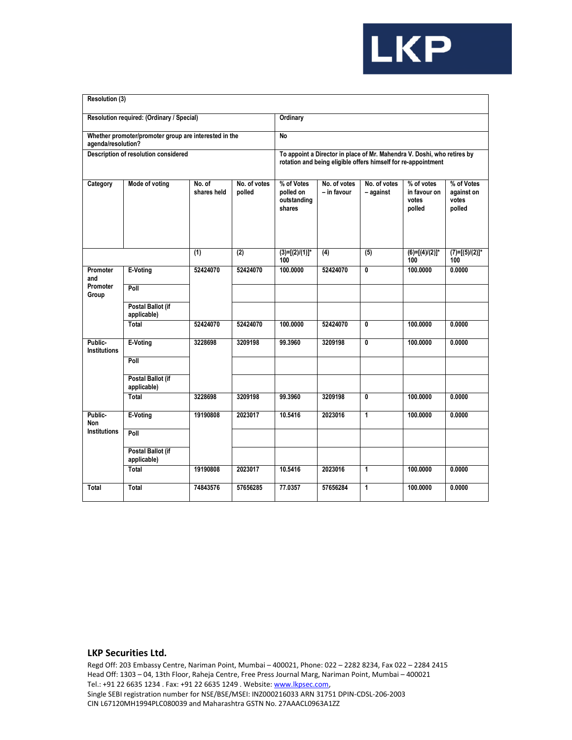| Resolution (3) | | | | | | | | |
|---|---|---|---|---|---|---|---|---|
| Resolution required: (Ordinary / Special) | | | | Ordinary | | | | |
| Whether promoter/promoter group are interested in the agenda/resolution? | | | | No | | | | |
| Description of resolution considered | | | | To appoint a Director in place of Mr. Mahendra V. Doshi, who retires by rotation and being eligible offers himself for re-appointment | | | | |
| Category | Mode of voting | No. of shares held | No. of votes polled | % of Votes polled on outstanding shares | No. of votes – in favour | No. of votes – against | % of votes in favour on votes polled | % of Votes against on votes polled |
| | | (1) | (2) | (3)=[(2)/(1)]* 100 | (4) | (5) | (6)=[(4)/(2)]* 100 | (7)=[(5)/(2)]* 100 |
| Promoter and Promoter Group | E-Voting | 52424070 | 52424070 | 100.0000 | 52424070 | 0 | 100.0000 | 0.0000 |
| | Poll | | | | | | | |
| | Postal Ballot (if applicable) | | | | | | | |
| | Total | 52424070 | 52424070 | 100.0000 | 52424070 | 0 | 100.0000 | 0.0000 |
| Public-Institutions | E-Voting | 3228698 | 3209198 | 99.3960 | 3209198 | 0 | 100.0000 | 0.0000 |
| | Poll | | | | | | | |
| | Postal Ballot (if applicable) | | | | | | | |
| | Total | 3228698 | 3209198 | 99.3960 | 3209198 | 0 | 100.0000 | 0.0000 |
| Public-Non Institutions | E-Voting | 19190808 | 2023017 | 10.5416 | 2023016 | 1 | 100.0000 | 0.0000 |
| | Poll | | | | | | | |
| | Postal Ballot (if applicable) | | | | | | | |
| | Total | 19190808 | 2023017 | 10.5416 | 2023016 | 1 | 100.0000 | 0.0000 |
| Total | Total | 74843576 | 57656285 | 77.0357 | 57656284 | 1 | 100.0000 | 0.0000 |

**LKP Securities Ltd.**

Regd Off: 203 Embassy Centre, Nariman Point, Mumbai – 400021, Phone: 022 – 2282 8234, Fax 022 – 2284 2415
Head Off: 1303 – 04, 13th Floor, Raheja Centre, Free Press Journal Marg, Nariman Point, Mumbai – 400021
Tel.: +91 22 6635 1234 . Fax: +91 22 6635 1249 . Website: www.lkpsec.com,
Single SEBI registration number for NSE/BSE/MSEI: INZ000216033 ARN 31751 DPIN-CDSL-206-2003
CIN L67120MH1994PLC080039 and Maharashtra GSTN No. 27AAACL0963A1ZZ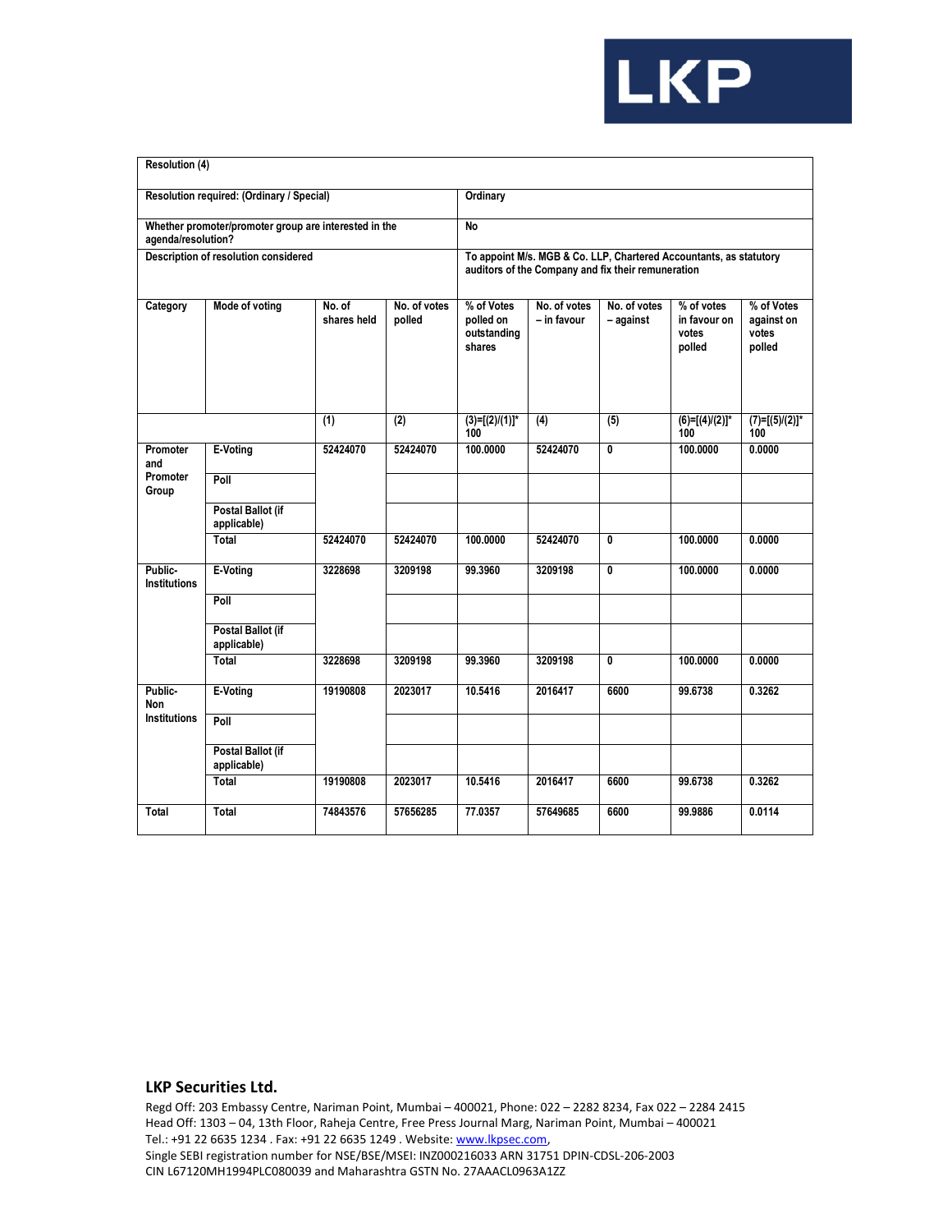| Resolution (4) | | | | | | | | |
|---|---|---|---|---|---|---|---|---|
| Resolution required: (Ordinary / Special) | | | | Ordinary | | | | |
| Whether promoter/promoter group are interested in the agenda/resolution? | | | | No | | | | |
| Description of resolution considered | | | | To appoint M/s. MGB & Co. LLP, Chartered Accountants, as statutory auditors of the Company and fix their remuneration | | | | |
| Category | Mode of voting | No. of shares held | No. of votes polled | % of Votes polled on outstanding shares | No. of votes – in favour | No. of votes – against | % of votes in favour on votes polled | % of Votes against on votes polled |
| | | (1) | (2) | (3)=[(2)/(1)]* 100 | (4) | (5) | (6)=[(4)/(2)]* 100 | (7)=[(5)/(2)]* 100 |
| Promoter and Promoter Group | E-Voting | 52424070 | 52424070 | 100.0000 | 52424070 | 0 | 100.0000 | 0.0000 |
| | Poll | | | | | | | |
| | Postal Ballot (if applicable) | | | | | | | |
| | Total | 52424070 | 52424070 | 100.0000 | 52424070 | 0 | 100.0000 | 0.0000 |
| Public-Institutions | E-Voting | 3228698 | 3209198 | 99.3960 | 3209198 | 0 | 100.0000 | 0.0000 |
| | Poll | | | | | | | |
| | Postal Ballot (if applicable) | | | | | | | |
| | Total | 3228698 | 3209198 | 99.3960 | 3209198 | 0 | 100.0000 | 0.0000 |
| Public- Non Institutions | E-Voting | 19190808 | 2023017 | 10.5416 | 2016417 | 6600 | 99.6738 | 0.3262 |
| | Poll | | | | | | | |
| | Postal Ballot (if applicable) | | | | | | | |
| | Total | 19190808 | 2023017 | 10.5416 | 2016417 | 6600 | 99.6738 | 0.3262 |
| Total | Total | 74843576 | 57656285 | 77.0357 | 57649685 | 6600 | 99.9886 | 0.0114 |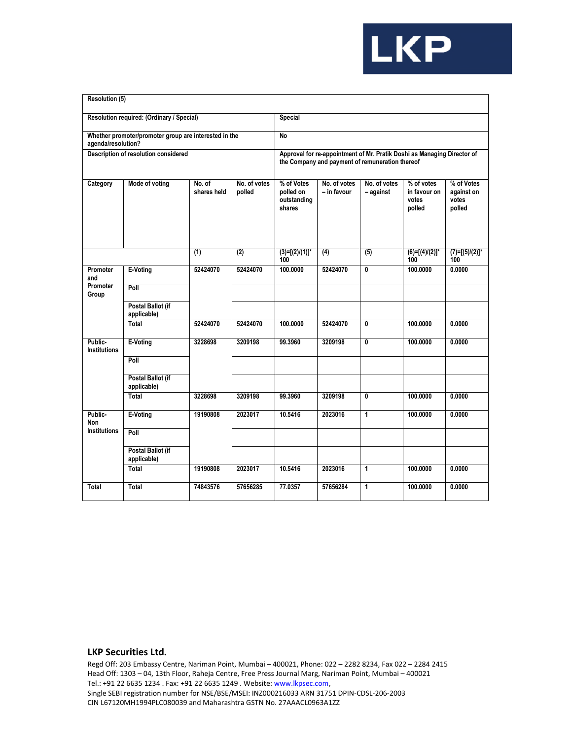| Resolution (5) | | | | | | | | |
|---|---|---|---|---|---|---|---|---|
| Resolution required: (Ordinary / Special) | | | | Special | | | | |
| Whether promoter/promoter group are interested in the agenda/resolution? | | | | No | | | | |
| Description of resolution considered | | | | Approval for re-appointment of Mr. Pratik Doshi as Managing Director of the Company and payment of remuneration thereof | | | | |
| Category | Mode of voting | No. of shares held | No. of votes polled | % of Votes polled on outstanding shares | No. of votes – in favour | No. of votes – against | % of votes in favour on votes polled | % of Votes against on votes polled |
| | | (1) | (2) | (3)=[(2)/(1)]* 100 | (4) | (5) | (6)=[(4)/(2)]* 100 | (7)=[(5)/(2)]* 100 |
| Promoter and Promoter Group | E-Voting | 52424070 | 52424070 | 100.0000 | 52424070 | 0 | 100.0000 | 0.0000 |
| | Poll | | | | | | | |
| | Postal Ballot (if applicable) | | | | | | | |
| | Total | 52424070 | 52424070 | 100.0000 | 52424070 | 0 | 100.0000 | 0.0000 |
| Public-Institutions | E-Voting | 3228698 | 3209198 | 99.3960 | 3209198 | 0 | 100.0000 | 0.0000 |
| | Poll | | | | | | | |
| | Postal Ballot (if applicable) | | | | | | | |
| | Total | 3228698 | 3209198 | 99.3960 | 3209198 | 0 | 100.0000 | 0.0000 |
| Public- Non Institutions | E-Voting | 19190808 | 2023017 | 10.5416 | 2023016 | 1 | 100.0000 | 0.0000 |
| | Poll | | | | | | | |
| | Postal Ballot (if applicable) | | | | | | | |
| | Total | 19190808 | 2023017 | 10.5416 | 2023016 | 1 | 100.0000 | 0.0000 |
| Total | Total | 74843576 | 57656285 | 77.0357 | 57656284 | 1 | 100.0000 | 0.0000 |

**LKP Securities Ltd.**

Regd Off: 203 Embassy Centre, Nariman Point, Mumbai – 400021, Phone: 022 – 2282 8234, Fax 022 – 2284 2415
Head Off: 1303 – 04, 13th Floor, Raheja Centre, Free Press Journal Marg, Nariman Point, Mumbai – 400021
Tel.: +91 22 6635 1234 . Fax: +91 22 6635 1249 . Website: www.lkpsec.com,
Single SEBI registration number for NSE/BSE/MSEI: INZ000216033 ARN 31751 DPIN-CDSL-206-2003
CIN L67120MH1994PLC080039 and Maharashtra GSTN No. 27AAACL0963A1ZZ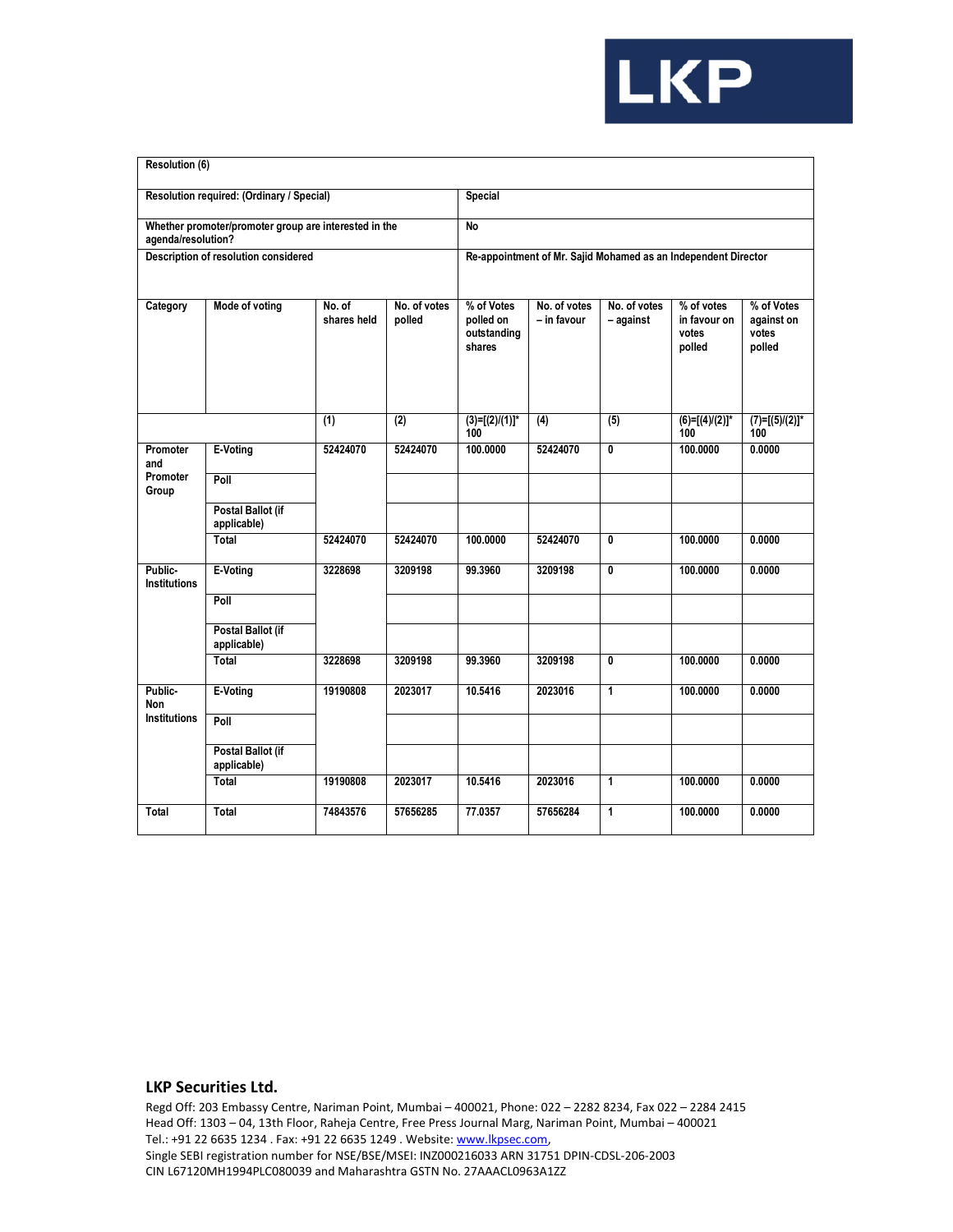| Resolution (6) | | | | | | | | |
|---|---|---|---|---|---|---|---|---|
| Resolution required: (Ordinary / Special) | | | | Special | | | | |
| Whether promoter/promoter group are interested in the agenda/resolution? | | | | No | | | | |
| Description of resolution considered | | | | Re-appointment of Mr. Sajid Mohamed as an Independent Director | | | | |
| Category | Mode of voting | No. of shares held | No. of votes polled | % of Votes polled on outstanding shares | No. of votes – in favour | No. of votes – against | % of votes in favour on votes polled | % of Votes against on votes polled |
| | | (1) | (2) | (3)=[(2)/(1)]* 100 | (4) | (5) | (6)=[(4)/(2)]* 100 | (7)=[(5)/(2)]* 100 |
| Promoter and Promoter Group | E-Voting | 52424070 | 52424070 | 100.0000 | 52424070 | 0 | 100.0000 | 0.0000 |
| | Poll | | | | | | | |
| | Postal Ballot (if applicable) | | | | | | | |
| | Total | 52424070 | 52424070 | 100.0000 | 52424070 | 0 | 100.0000 | 0.0000 |
| Public-Institutions | E-Voting | 3228698 | 3209198 | 99.3960 | 3209198 | 0 | 100.0000 | 0.0000 |
| | Poll | | | | | | | |
| | Postal Ballot (if applicable) | | | | | | | |
| | Total | 3228698 | 3209198 | 99.3960 | 3209198 | 0 | 100.0000 | 0.0000 |
| Public-Non Institutions | E-Voting | 19190808 | 2023017 | 10.5416 | 2023016 | 1 | 100.0000 | 0.0000 |
| | Poll | | | | | | | |
| | Postal Ballot (if applicable) | | | | | | | |
| | Total | 19190808 | 2023017 | 10.5416 | 2023016 | 1 | 100.0000 | 0.0000 |
| Total | Total | 74843576 | 57656285 | 77.0357 | 57656284 | 1 | 100.0000 | 0.0000 |

**LKP Securities Ltd.**

Regd Off: 203 Embassy Centre, Nariman Point, Mumbai – 400021, Phone: 022 – 2282 8234, Fax 022 – 2284 2415
Head Off: 1303 – 04, 13th Floor, Raheja Centre, Free Press Journal Marg, Nariman Point, Mumbai – 400021
Tel.: +91 22 6635 1234 . Fax: +91 22 6635 1249 . Website: www.lkpsec.com,
Single SEBI registration number for NSE/BSE/MSEI: INZ000216033 ARN 31751 DPIN-CDSL-206-2003
CIN L67120MH1994PLC080039 and Maharashtra GSTN No. 27AAACL0963A1ZZ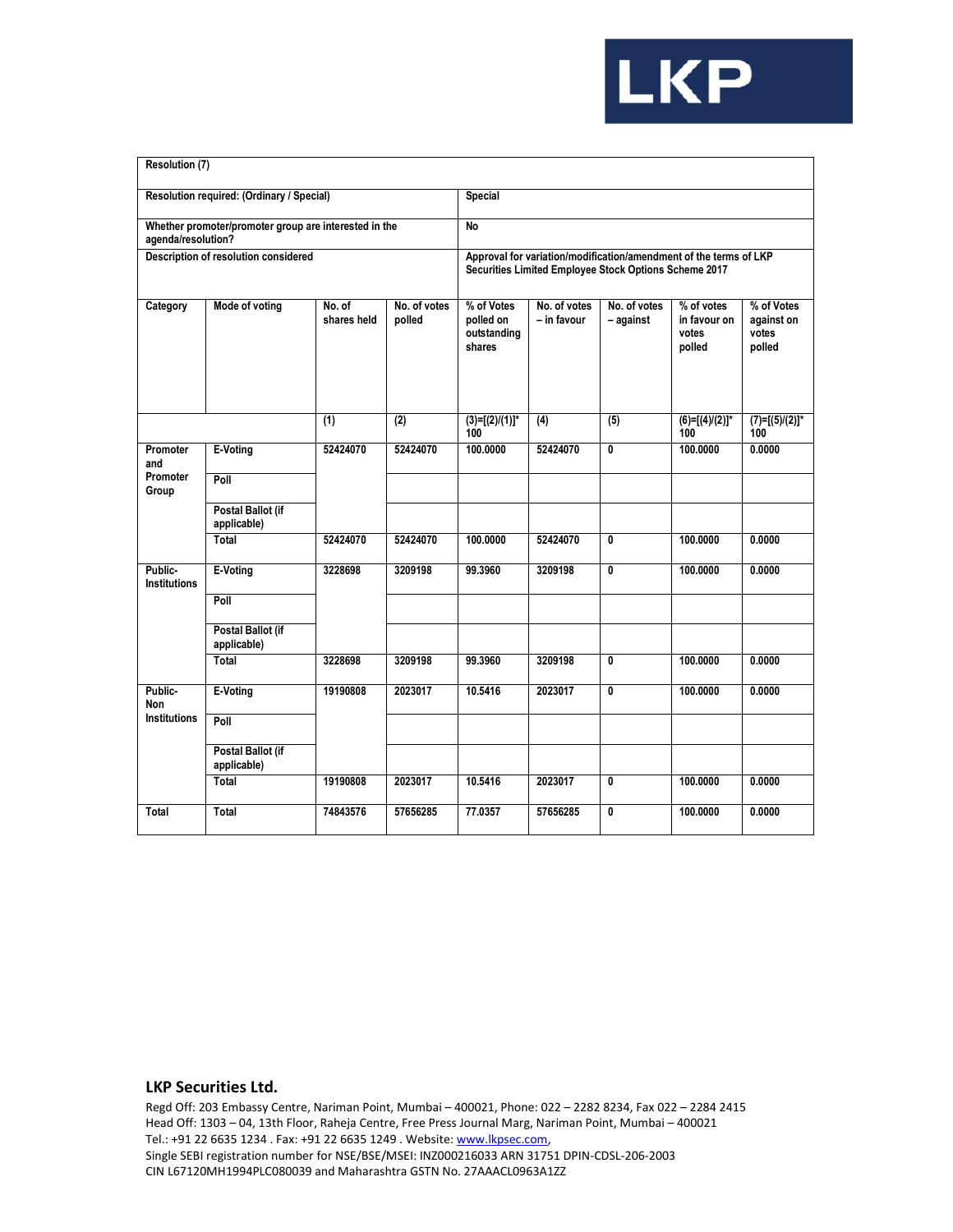| Resolution (7) | | | | | | | | |
|---|---|---|---|---|---|---|---|---|
| Resolution required: (Ordinary / Special) | | | | Special | | | | |
| Whether promoter/promoter group are interested in the agenda/resolution? | | | | No | | | | |
| Description of resolution considered | | | | Approval for variation/modification/amendment of the terms of LKP Securities Limited Employee Stock Options Scheme 2017 | | | | |
| Category | Mode of voting | No. of shares held | No. of votes polled | % of Votes polled on outstanding shares | No. of votes – in favour | No. of votes – against | % of votes in favour on votes polled | % of Votes against on votes polled |
| | | (1) | (2) | (3)=[(2)/(1)]* 100 | (4) | (5) | (6)=[(4)/(2)]* 100 | (7)=[(5)/(2)]* 100 |
| Promoter and Promoter Group | E-Voting | 52424070 | 52424070 | 100.0000 | 52424070 | 0 | 100.0000 | 0.0000 |
| | Poll | | | | | | | |
| | Postal Ballot (if applicable) | | | | | | | |
| | Total | 52424070 | 52424070 | 100.0000 | 52424070 | 0 | 100.0000 | 0.0000 |
| Public-Institutions | E-Voting | 3228698 | 3209198 | 99.3960 | 3209198 | 0 | 100.0000 | 0.0000 |
| | Poll | | | | | | | |
| | Postal Ballot (if applicable) | | | | | | | |
| | Total | 3228698 | 3209198 | 99.3960 | 3209198 | 0 | 100.0000 | 0.0000 |
| Public- Non Institutions | E-Voting | 19190808 | 2023017 | 10.5416 | 2023017 | 0 | 100.0000 | 0.0000 |
| | Poll | | | | | | | |
| | Postal Ballot (if applicable) | | | | | | | |
| | Total | 19190808 | 2023017 | 10.5416 | 2023017 | 0 | 100.0000 | 0.0000 |
| Total | Total | 74843576 | 57656285 | 77.0357 | 57656285 | 0 | 100.0000 | 0.0000 |

**LKP Securities Ltd.**

Regd Off: 203 Embassy Centre, Nariman Point, Mumbai – 400021, Phone: 022 – 2282 8234, Fax 022 – 2284 2415
Head Off: 1303 – 04, 13th Floor, Raheja Centre, Free Press Journal Marg, Nariman Point, Mumbai – 400021
Tel.: +91 22 6635 1234 . Fax: +91 22 6635 1249 . Website: www.lkpsec.com,
Single SEBI registration number for NSE/BSE/MSEI: INZ000216033 ARN 31751 DPIN-CDSL-206-2003
CIN L67120MH1994PLC080039 and Maharashtra GSTN No. 27AAACL0963A1ZZ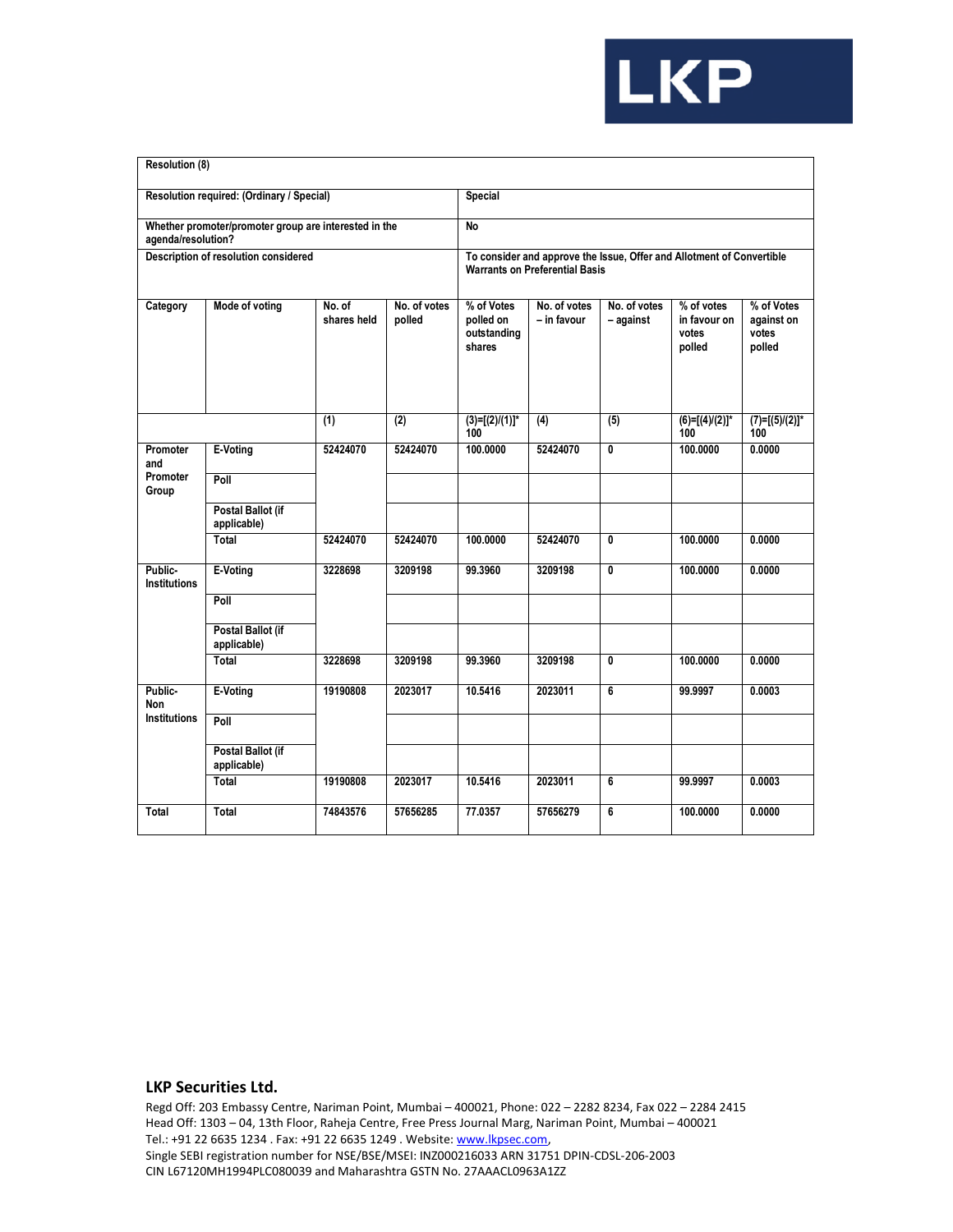| Resolution (8) | | | | | | | | |
|---|---|---|---|---|---|---|---|---|
| Resolution required: (Ordinary / Special) | | | | Special | | | | |
| Whether promoter/promoter group are interested in the agenda/resolution? | | | | No | | | | |
| Description of resolution considered | | | | To consider and approve the Issue, Offer and Allotment of Convertible Warrants on Preferential Basis | | | | |
| Category | Mode of voting | No. of shares held | No. of votes polled | % of Votes polled on outstanding shares | No. of votes – in favour | No. of votes – against | % of votes in favour on votes polled | % of Votes against on votes polled |
| | | (1) | (2) | (3)=[(2)/(1)]* 100 | (4) | (5) | (6)=[(4)/(2)]* 100 | (7)=[(5)/(2)]* 100 |
| Promoter and Promoter Group | E-Voting | 52424070 | 52424070 | 100.0000 | 52424070 | 0 | 100.0000 | 0.0000 |
| | Poll | | | | | | | |
| | Postal Ballot (if applicable) | | | | | | | |
| | Total | 52424070 | 52424070 | 100.0000 | 52424070 | 0 | 100.0000 | 0.0000 |
| Public-Institutions | E-Voting | 3228698 | 3209198 | 99.3960 | 3209198 | 0 | 100.0000 | 0.0000 |
| | Poll | | | | | | | |
| | Postal Ballot (if applicable) | | | | | | | |
| | Total | 3228698 | 3209198 | 99.3960 | 3209198 | 0 | 100.0000 | 0.0000 |
| Public-Non Institutions | E-Voting | 19190808 | 2023017 | 10.5416 | 2023011 | 6 | 99.9997 | 0.0003 |
| | Poll | | | | | | | |
| | Postal Ballot (if applicable) | | | | | | | |
| | Total | 19190808 | 2023017 | 10.5416 | 2023011 | 6 | 99.9997 | 0.0003 |
| Total | Total | 74843576 | 57656285 | 77.0357 | 57656279 | 6 | 100.0000 | 0.0000 |

**LKP Securities Ltd.**

Regd Off: 203 Embassy Centre, Nariman Point, Mumbai – 400021, Phone: 022 – 2282 8234, Fax 022 – 2284 2415
Head Off: 1303 – 04, 13th Floor, Raheja Centre, Free Press Journal Marg, Nariman Point, Mumbai – 400021
Tel.: +91 22 6635 1234 . Fax: +91 22 6635 1249 . Website: www.lkpsec.com,
Single SEBI registration number for NSE/BSE/MSEI: INZ000216033 ARN 31751 DPIN-CDSL-206-2003
CIN L67120MH1994PLC080039 and Maharashtra GSTN No. 27AAACL0963A1ZZ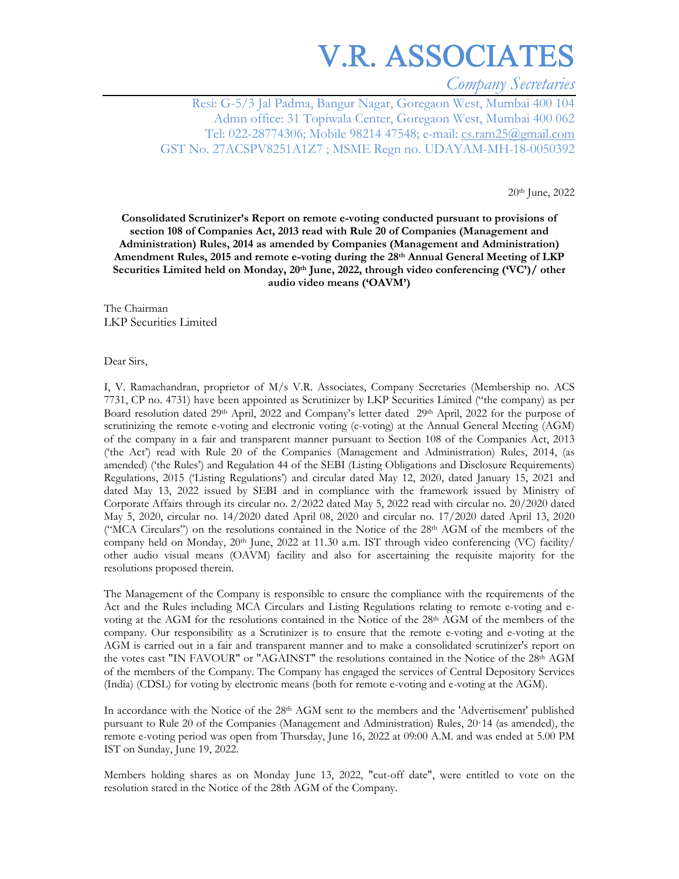# V.R. ASSOCIATES

*Company Secretaries*

Resi: G-5/3 Jal Padma, Bangur Nagar, Goregaon West, Mumbai 400 104
Admn office: 31 Topiwala Center, Goregaon West, Mumbai 400 062
Tel: 022-28774306; Mobile 98214 47548; e-mail: cs.ram25@gmail.com
GST No. 27ACSPV8251A1Z7 ; MSME Regn no. UDAYAM-MH-18-0050392

20th June, 2022

**Consolidated Scrutinizer's Report on remote e-voting conducted pursuant to provisions of section 108 of Companies Act, 2013 read with Rule 20 of Companies (Management and Administration) Rules, 2014 as amended by Companies (Management and Administration) Amendment Rules, 2015 and remote e-voting during the 28th Annual General Meeting of LKP Securities Limited held on Monday, 20th June, 2022, through video conferencing ('VC')/ other audio video means ('OAVM')**

The Chairman
LKP Securities Limited

Dear Sirs,

I, V. Ramachandran, proprietor of M/s V.R. Associates, Company Secretaries (Membership no. ACS 7731, CP no. 4731) have been appointed as Scrutinizer by LKP Securities Limited ("the company) as per Board resolution dated 29th April, 2022 and Company's letter dated 29th April, 2022 for the purpose of scrutinizing the remote e-voting and electronic voting (e-voting) at the Annual General Meeting (AGM) of the company in a fair and transparent manner pursuant to Section 108 of the Companies Act, 2013 ('the Act') read with Rule 20 of the Companies (Management and Administration) Rules, 2014, (as amended) ('the Rules') and Regulation 44 of the SEBI (Listing Obligations and Disclosure Requirements) Regulations, 2015 ('Listing Regulations') and circular dated May 12, 2020, dated January 15, 2021 and dated May 13, 2022 issued by SEBI and in compliance with the framework issued by Ministry of Corporate Affairs through its circular no. 2/2022 dated May 5, 2022 read with circular no. 20/2020 dated May 5, 2020, circular no. 14/2020 dated April 08, 2020 and circular no. 17/2020 dated April 13, 2020 ("MCA Circulars") on the resolutions contained in the Notice of the 28th AGM of the members of the company held on Monday, 20th June, 2022 at 11.30 a.m. IST through video conferencing (VC) facility/ other audio visual means (OAVM) facility and also for ascertaining the requisite majority for the resolutions proposed therein.

The Management of the Company is responsible to ensure the compliance with the requirements of the Act and the Rules including MCA Circulars and Listing Regulations relating to remote e-voting and e-voting at the AGM for the resolutions contained in the Notice of the 28th AGM of the members of the company. Our responsibility as a Scrutinizer is to ensure that the remote e-voting and e-voting at the AGM is carried out in a fair and transparent manner and to make a consolidated scrutinizer's report on the votes cast "IN FAVOUR" or "AGAINST" the resolutions contained in the Notice of the 28th AGM of the members of the Company. The Company has engaged the services of Central Depository Services (India) (CDSL) for voting by electronic means (both for remote e-voting and e-voting at the AGM).

In accordance with the Notice of the 28th AGM sent to the members and the 'Advertisement' published pursuant to Rule 20 of the Companies (Management and Administration) Rules, 20·14 (as amended), the remote e-voting period was open from Thursday, June 16, 2022 at 09:00 A.M. and was ended at 5.00 PM IST on Sunday, June 19, 2022.

Members holding shares as on Monday June 13, 2022, "cut-off date", were entitled to vote on the resolution stated in the Notice of the 28th AGM of the Company.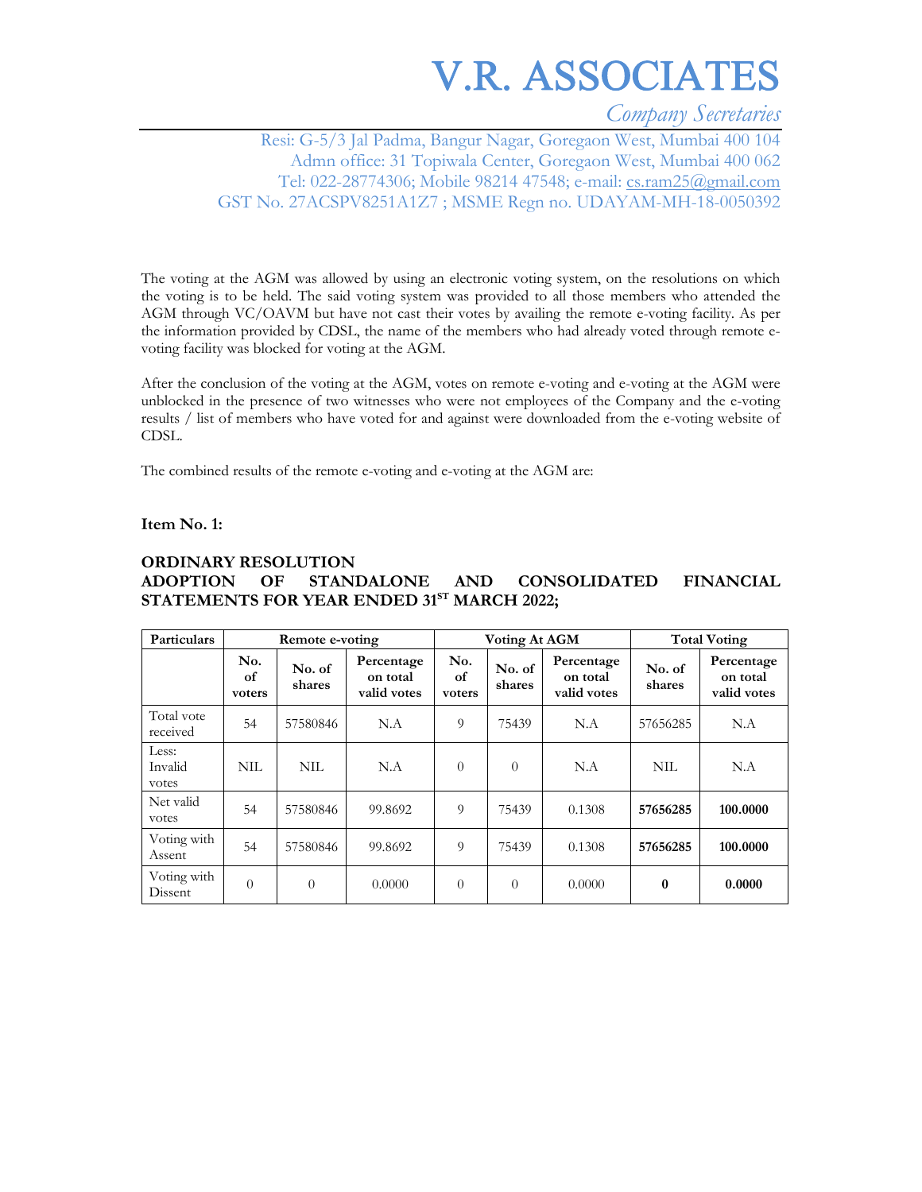# V.R. ASSOCIATES

*Company Secretaries*

Resi: G-5/3 Jal Padma, Bangur Nagar, Goregaon West, Mumbai 400 104
Admn office: 31 Topiwala Center, Goregaon West, Mumbai 400 062
Tel: 022-28774306; Mobile 98214 47548; e-mail: cs.ram25@gmail.com
GST No. 27ACSPV8251A1Z7 ; MSME Regn no. UDAYAM-MH-18-0050392

The voting at the AGM was allowed by using an electronic voting system, on the resolutions on which the voting is to be held. The said voting system was provided to all those members who attended the AGM through VC/OAVM but have not cast their votes by availing the remote e-voting facility. As per the information provided by CDSL, the name of the members who had already voted through remote e-voting facility was blocked for voting at the AGM.

After the conclusion of the voting at the AGM, votes on remote e-voting and e-voting at the AGM were unblocked in the presence of two witnesses who were not employees of the Company and the e-voting results / list of members who have voted for and against were downloaded from the e-voting website of CDSL.

The combined results of the remote e-voting and e-voting at the AGM are:

**Item No. 1:**

**ORDINARY RESOLUTION**
**ADOPTION OF STANDALONE AND CONSOLIDATED FINANCIAL STATEMENTS FOR YEAR ENDED 31ST MARCH 2022;**

| Particulars | Remote e-voting | | | Voting At AGM | | | Total Voting | |
|---|---|---|---|---|---|---|---|---|
| | No. of voters | No. of shares | Percentage on total valid votes | No. of voters | No. of shares | Percentage on total valid votes | No. of shares | Percentage on total valid votes |
| Total vote received | 54 | 57580846 | N.A | 9 | 75439 | N.A | 57656285 | N.A |
| Less: Invalid votes | NIL | NIL | N.A | 0 | 0 | N.A | NIL | N.A |
| Net valid votes | 54 | 57580846 | 99.8692 | 9 | 75439 | 0.1308 | **57656285** | **100.0000** |
| Voting with Assent | 54 | 57580846 | 99.8692 | 9 | 75439 | 0.1308 | **57656285** | **100.0000** |
| Voting with Dissent | 0 | 0 | 0.0000 | 0 | 0 | 0.0000 | **0** | **0.0000** |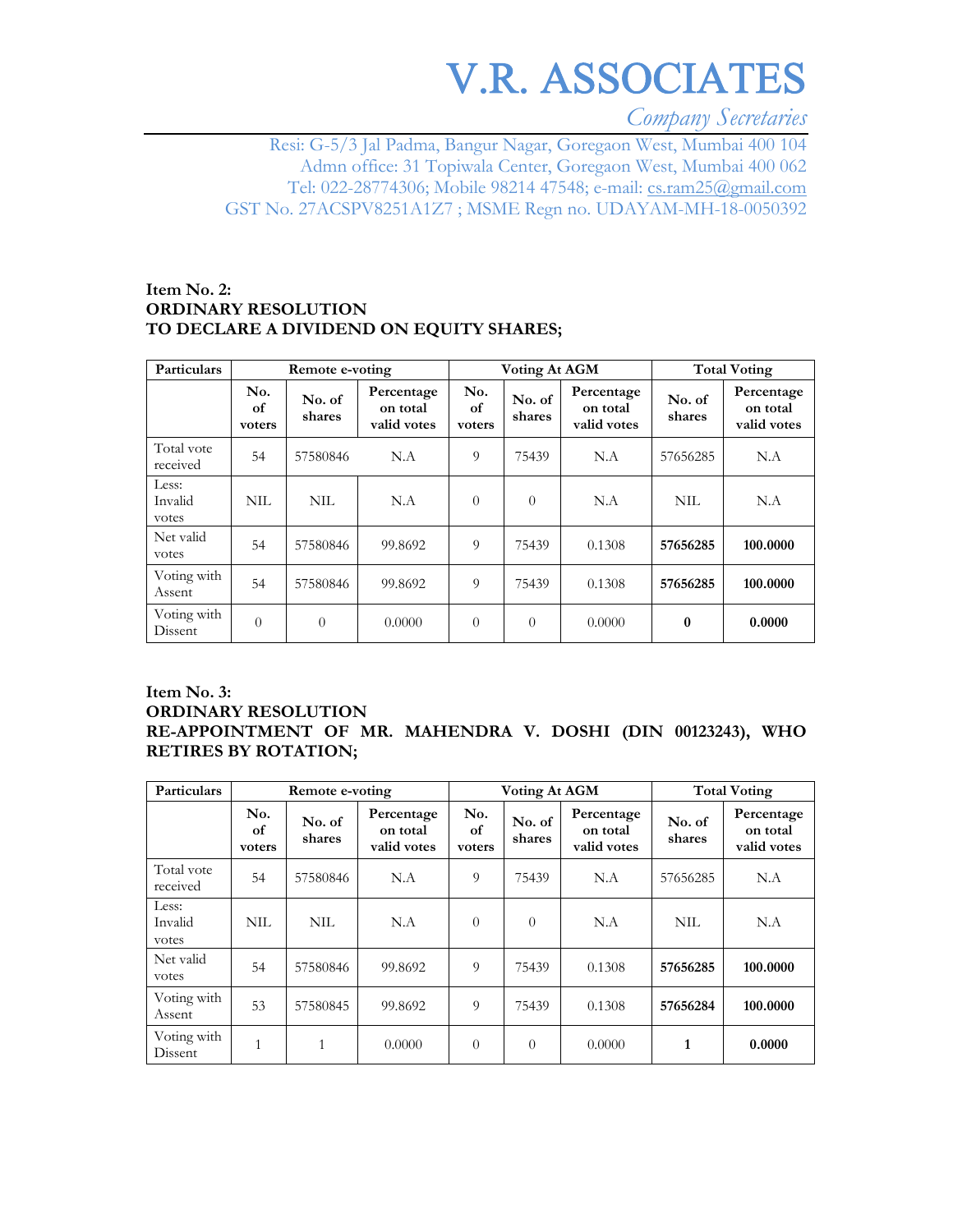# V.R. ASSOCIATES

*Company Secretaries*

Resi: G-5/3 Jal Padma, Bangur Nagar, Goregaon West, Mumbai 400 104
Admn office: 31 Topiwala Center, Goregaon West, Mumbai 400 062
Tel: 022-28774306; Mobile 98214 47548; e-mail: cs.ram25@gmail.com
GST No. 27ACSPV8251A1Z7 ; MSME Regn no. UDAYAM-MH-18-0050392

**Item No. 2:**
**ORDINARY RESOLUTION**
**TO DECLARE A DIVIDEND ON EQUITY SHARES;**

| Particulars | Remote e-voting | | | Voting At AGM | | | Total Voting | |
|---|---|---|---|---|---|---|---|---|
| | No. of voters | No. of shares | Percentage on total valid votes | No. of voters | No. of shares | Percentage on total valid votes | No. of shares | Percentage on total valid votes |
| Total vote received | 54 | 57580846 | N.A | 9 | 75439 | N.A | 57656285 | N.A |
| Less: Invalid votes | NIL | NIL | N.A | 0 | 0 | N.A | NIL | N.A |
| Net valid votes | 54 | 57580846 | 99.8692 | 9 | 75439 | 0.1308 | **57656285** | **100.0000** |
| Voting with Assent | 54 | 57580846 | 99.8692 | 9 | 75439 | 0.1308 | **57656285** | **100.0000** |
| Voting with Dissent | 0 | 0 | 0.0000 | 0 | 0 | 0.0000 | **0** | **0.0000** |

**Item No. 3:**
**ORDINARY RESOLUTION**
**RE-APPOINTMENT OF MR. MAHENDRA V. DOSHI (DIN 00123243), WHO RETIRES BY ROTATION;**

| Particulars | Remote e-voting | | | Voting At AGM | | | Total Voting | |
|---|---|---|---|---|---|---|---|---|
| | No. of voters | No. of shares | Percentage on total valid votes | No. of voters | No. of shares | Percentage on total valid votes | No. of shares | Percentage on total valid votes |
| Total vote received | 54 | 57580846 | N.A | 9 | 75439 | N.A | 57656285 | N.A |
| Less: Invalid votes | NIL | NIL | N.A | 0 | 0 | N.A | NIL | N.A |
| Net valid votes | 54 | 57580846 | 99.8692 | 9 | 75439 | 0.1308 | **57656285** | **100.0000** |
| Voting with Assent | 53 | 57580845 | 99.8692 | 9 | 75439 | 0.1308 | **57656284** | **100.0000** |
| Voting with Dissent | 1 | 1 | 0.0000 | 0 | 0 | 0.0000 | **1** | **0.0000** |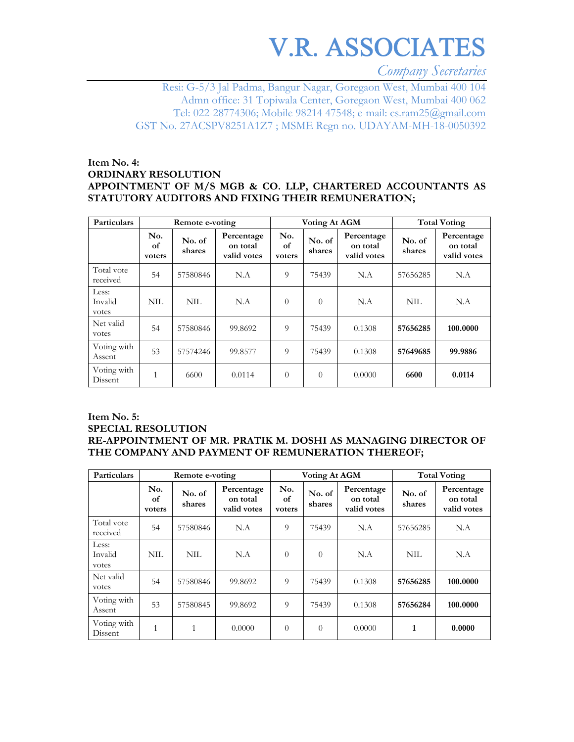# V.R. ASSOCIATES

*Company Secretaries*

Resi: G-5/3 Jal Padma, Bangur Nagar, Goregaon West, Mumbai 400 104
Admn office: 31 Topiwala Center, Goregaon West, Mumbai 400 062
Tel: 022-28774306; Mobile 98214 47548; e-mail: cs.ram25@gmail.com
GST No. 27ACSPV8251A1Z7 ; MSME Regn no. UDAYAM-MH-18-0050392

**Item No. 4:**
**ORDINARY RESOLUTION**
**APPOINTMENT OF M/S MGB & CO. LLP, CHARTERED ACCOUNTANTS AS STATUTORY AUDITORS AND FIXING THEIR REMUNERATION;**

| Particulars | Remote e-voting | | | Voting At AGM | | | Total Voting | |
|---|---|---|---|---|---|---|---|---|
| | No. of voters | No. of shares | Percentage on total valid votes | No. of voters | No. of shares | Percentage on total valid votes | No. of shares | Percentage on total valid votes |
| Total vote received | 54 | 57580846 | N.A | 9 | 75439 | N.A | 57656285 | N.A |
| Less: Invalid votes | NIL | NIL | N.A | 0 | 0 | N.A | NIL | N.A |
| Net valid votes | 54 | 57580846 | 99.8692 | 9 | 75439 | 0.1308 | **57656285** | **100.0000** |
| Voting with Assent | 53 | 57574246 | 99.8577 | 9 | 75439 | 0.1308 | **57649685** | **99.9886** |
| Voting with Dissent | 1 | 6600 | 0.0114 | 0 | 0 | 0.0000 | **6600** | **0.0114** |

**Item No. 5:**
**SPECIAL RESOLUTION**
**RE-APPOINTMENT OF MR. PRATIK M. DOSHI AS MANAGING DIRECTOR OF THE COMPANY AND PAYMENT OF REMUNERATION THEREOF;**

| Particulars | Remote e-voting | | | Voting At AGM | | | Total Voting | |
|---|---|---|---|---|---|---|---|---|
| | No. of voters | No. of shares | Percentage on total valid votes | No. of voters | No. of shares | Percentage on total valid votes | No. of shares | Percentage on total valid votes |
| Total vote received | 54 | 57580846 | N.A | 9 | 75439 | N.A | 57656285 | N.A |
| Less: Invalid votes | NIL | NIL | N.A | 0 | 0 | N.A | NIL | N.A |
| Net valid votes | 54 | 57580846 | 99.8692 | 9 | 75439 | 0.1308 | **57656285** | **100.0000** |
| Voting with Assent | 53 | 57580845 | 99.8692 | 9 | 75439 | 0.1308 | **57656284** | **100.0000** |
| Voting with Dissent | 1 | 1 | 0.0000 | 0 | 0 | 0.0000 | **1** | **0.0000** |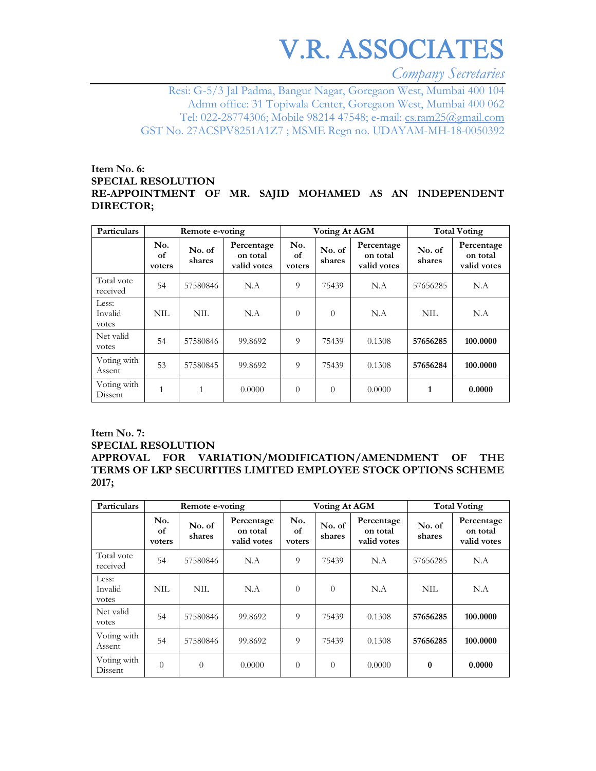# V.R. ASSOCIATES

*Company Secretaries*

Resi: G-5/3 Jal Padma, Bangur Nagar, Goregaon West, Mumbai 400 104
Admn office: 31 Topiwala Center, Goregaon West, Mumbai 400 062
Tel: 022-28774306; Mobile 98214 47548; e-mail: cs.ram25@gmail.com
GST No. 27ACSPV8251A1Z7 ; MSME Regn no. UDAYAM-MH-18-0050392

**Item No. 6:**
**SPECIAL RESOLUTION**
**RE-APPOINTMENT OF MR. SAJID MOHAMED AS AN INDEPENDENT DIRECTOR;**

| Particulars | Remote e-voting | | | Voting At AGM | | | Total Voting | |
|---|---|---|---|---|---|---|---|---|
| | No. of voters | No. of shares | Percentage on total valid votes | No. of voters | No. of shares | Percentage on total valid votes | No. of shares | Percentage on total valid votes |
| Total vote received | 54 | 57580846 | N.A | 9 | 75439 | N.A | 57656285 | N.A |
| Less: Invalid votes | NIL | NIL | N.A | 0 | 0 | N.A | NIL | N.A |
| Net valid votes | 54 | 57580846 | 99.8692 | 9 | 75439 | 0.1308 | **57656285** | **100.0000** |
| Voting with Assent | 53 | 57580845 | 99.8692 | 9 | 75439 | 0.1308 | **57656284** | **100.0000** |
| Voting with Dissent | 1 | 1 | 0.0000 | 0 | 0 | 0.0000 | **1** | **0.0000** |

**Item No. 7:**
**SPECIAL RESOLUTION**
**APPROVAL FOR VARIATION/MODIFICATION/AMENDMENT OF THE TERMS OF LKP SECURITIES LIMITED EMPLOYEE STOCK OPTIONS SCHEME 2017;**

| Particulars | Remote e-voting | | | Voting At AGM | | | Total Voting | |
|---|---|---|---|---|---|---|---|---|
| | No. of voters | No. of shares | Percentage on total valid votes | No. of voters | No. of shares | Percentage on total valid votes | No. of shares | Percentage on total valid votes |
| Total vote received | 54 | 57580846 | N.A | 9 | 75439 | N.A | 57656285 | N.A |
| Less: Invalid votes | NIL | NIL | N.A | 0 | 0 | N.A | NIL | N.A |
| Net valid votes | 54 | 57580846 | 99.8692 | 9 | 75439 | 0.1308 | **57656285** | **100.0000** |
| Voting with Assent | 54 | 57580846 | 99.8692 | 9 | 75439 | 0.1308 | **57656285** | **100.0000** |
| Voting with Dissent | 0 | 0 | 0.0000 | 0 | 0 | 0.0000 | **0** | **0.0000** |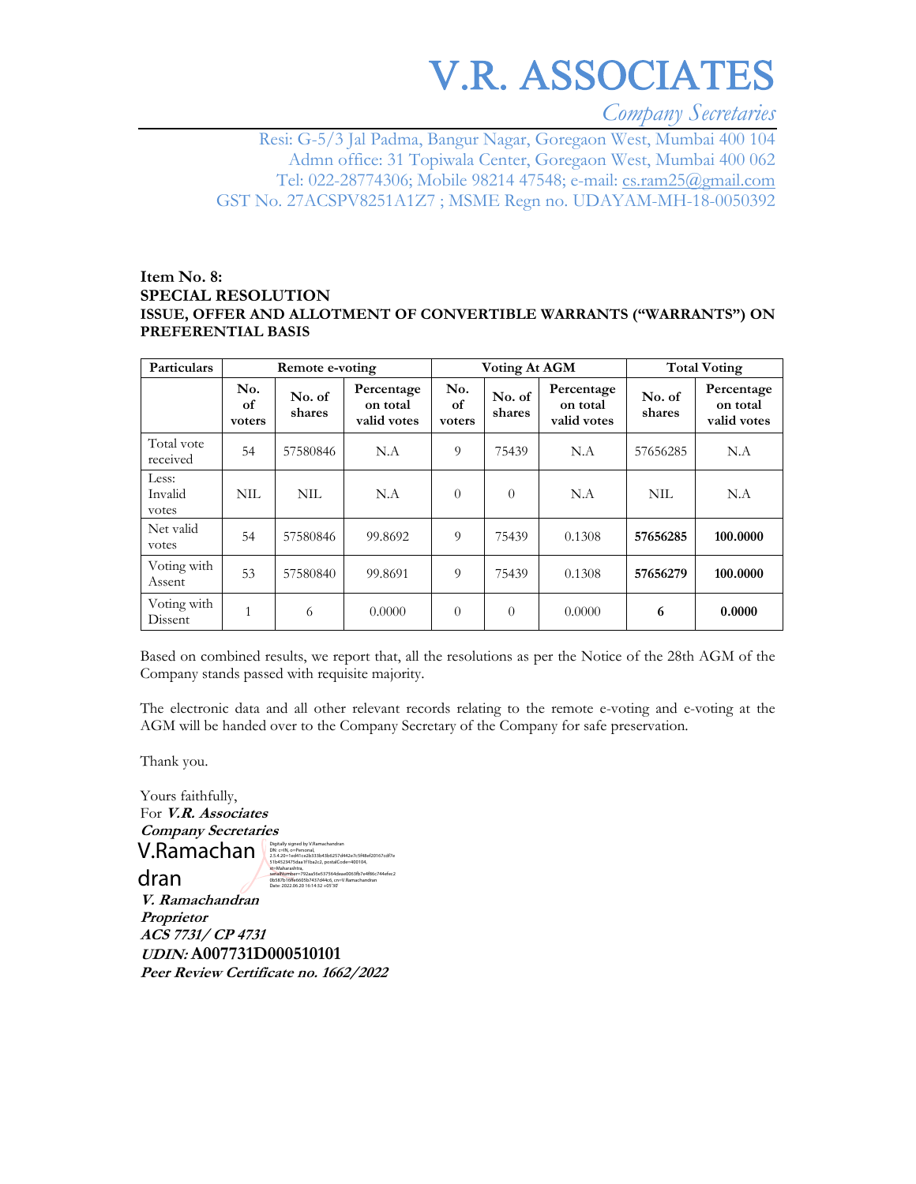# V.R. ASSOCIATES

*Company Secretaries*

Resi: G-5/3 Jal Padma, Bangur Nagar, Goregaon West, Mumbai 400 104
Admn office: 31 Topiwala Center, Goregaon West, Mumbai 400 062
Tel: 022-28774306; Mobile 98214 47548; e-mail: cs.ram25@gmail.com
GST No. 27ACSPV8251A1Z7 ; MSME Regn no. UDAYAM-MH-18-0050392

**Item No. 8:**
**SPECIAL RESOLUTION**
**ISSUE, OFFER AND ALLOTMENT OF CONVERTIBLE WARRANTS (“WARRANTS”) ON PREFERENTIAL BASIS**

| Particulars | Remote e-voting | | | Voting At AGM | | | Total Voting | |
|---|---|---|---|---|---|---|---|---|
| | No. of voters | No. of shares | Percentage on total valid votes | No. of voters | No. of shares | Percentage on total valid votes | No. of shares | Percentage on total valid votes |
| Total vote received | 54 | 57580846 | N.A | 9 | 75439 | N.A | 57656285 | N.A |
| Less: Invalid votes | NIL | NIL | N.A | 0 | 0 | N.A | NIL | N.A |
| Net valid votes | 54 | 57580846 | 99.8692 | 9 | 75439 | 0.1308 | **57656285** | **100.0000** |
| Voting with Assent | 53 | 57580840 | 99.8691 | 9 | 75439 | 0.1308 | **57656279** | **100.0000** |
| Voting with Dissent | 1 | 6 | 0.0000 | 0 | 0 | 0.0000 | **6** | **0.0000** |

Based on combined results, we report that, all the resolutions as per the Notice of the 28th AGM of the Company stands passed with requisite majority.

The electronic data and all other relevant records relating to the remote e-voting and e-voting at the AGM will be handed over to the Company Secretary of the Company for safe preservation.

Thank you.

Yours faithfully,
For ***V.R. Associates***
***Company Secretaries***

V.Ramachandran

Digitally signed by V.Ramachandran
Date: 2022.06.20 16:14:52 +05'30'

***V. Ramachandran***
***Proprietor***
***ACS 7731/ CP 4731***
***UDIN:*** **A007731D000510101**
***Peer Review Certificate no. 1662/2022***